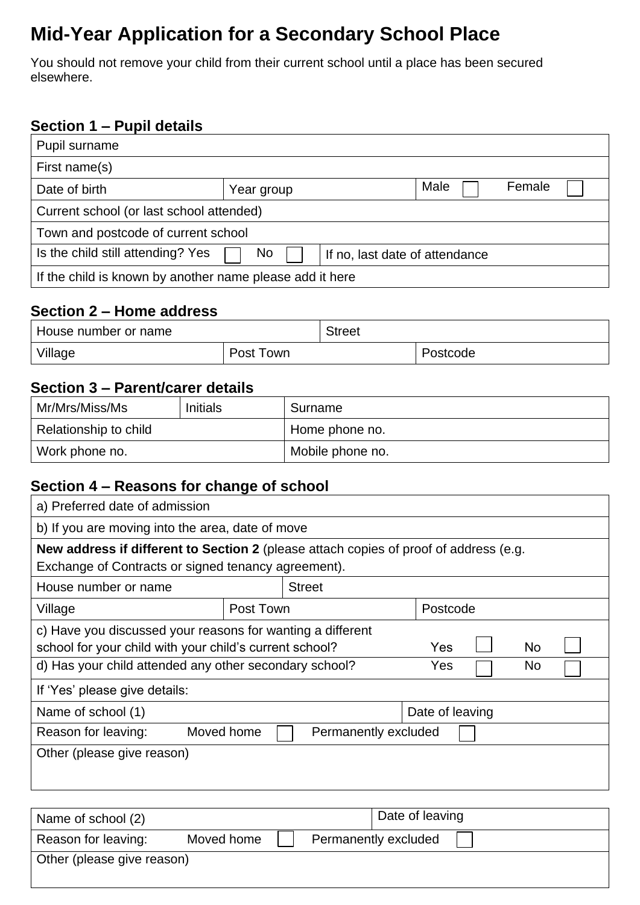# Mid-Year Application for a Secondary School Place

You should not remove your child from their current school until a place has been secured elsewhere.

## Section 1 – Pupil details

| Pupil surname | | |
|---|---|---|
| First name(s) | | |
| Date of birth | Year group | Male ☐ Female ☐ |
| Current school (or last school attended) | | |
| Town and postcode of current school | | |
| Is the child still attending? Yes ☐ No ☐ | If no, last date of attendance | |
| If the child is known by another name please add it here | | |

## Section 2 – Home address

| House number or name | | Street |
|---|---|---|
| Village | Post Town | Postcode |

## Section 3 – Parent/carer details

| Mr/Mrs/Miss/Ms | Initials | Surname |
|---|---|---|
| Relationship to child | | Home phone no. |
| Work phone no. | | Mobile phone no. |

## Section 4 – Reasons for change of school

| a) Preferred date of admission | | |
|---|---|---|
| b) If you are moving into the area, date of move | | |
| **New address if different to Section 2** (please attach copies of proof of address (e.g. Exchange of Contracts or signed tenancy agreement). | | |
| House number or name | Street | |
| Village | Post Town | Postcode |
| c) Have you discussed your reasons for wanting a different school for your child with your child's current school? | | Yes ☐ No ☐ |
| d) Has your child attended any other secondary school? | | Yes ☐ No ☐ |
| If 'Yes' please give details: | | |
| Name of school (1) | | Date of leaving |
| Reason for leaving: Moved home ☐ Permanently excluded ☐ | | |
| Other (please give reason) | | |

| Name of school (2) | Date of leaving |
|---|---|
| Reason for leaving: Moved home ☐ Permanently excluded ☐ | |
| Other (please give reason) | |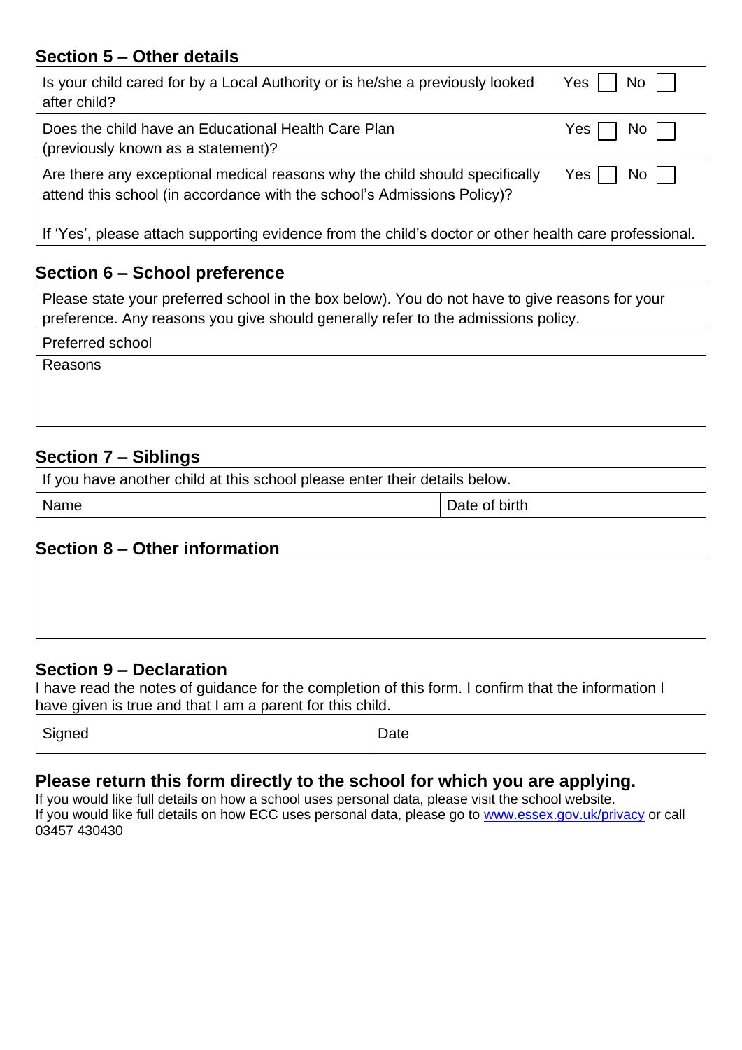## Section 5 – Other details

| | |
|---|---|
| Is your child cared for by a Local Authority or is he/she a previously looked after child? | Yes ☐ No ☐ |
| Does the child have an Educational Health Care Plan (previously known as a statement)? | Yes ☐ No ☐ |
| Are there any exceptional medical reasons why the child should specifically attend this school (in accordance with the school's Admissions Policy)? | Yes ☐ No ☐ |
| If 'Yes', please attach supporting evidence from the child's doctor or other health care professional. | |

## Section 6 – School preference

| |
|---|
| Please state your preferred school in the box below). You do not have to give reasons for your preference. Any reasons you give should generally refer to the admissions policy. |
| Preferred school |
| Reasons |

## Section 7 – Siblings

| If you have another child at this school please enter their details below. | |
|---|---|
| Name | Date of birth |

## Section 8 – Other information

| |
|---|
| |

## Section 9 – Declaration

I have read the notes of guidance for the completion of this form. I confirm that the information I have given is true and that I am a parent for this child.

| Signed | Date |
|---|---|

## Please return this form directly to the school for which you are applying.

If you would like full details on how a school uses personal data, please visit the school website.
If you would like full details on how ECC uses personal data, please go to www.essex.gov.uk/privacy or call 03457 430430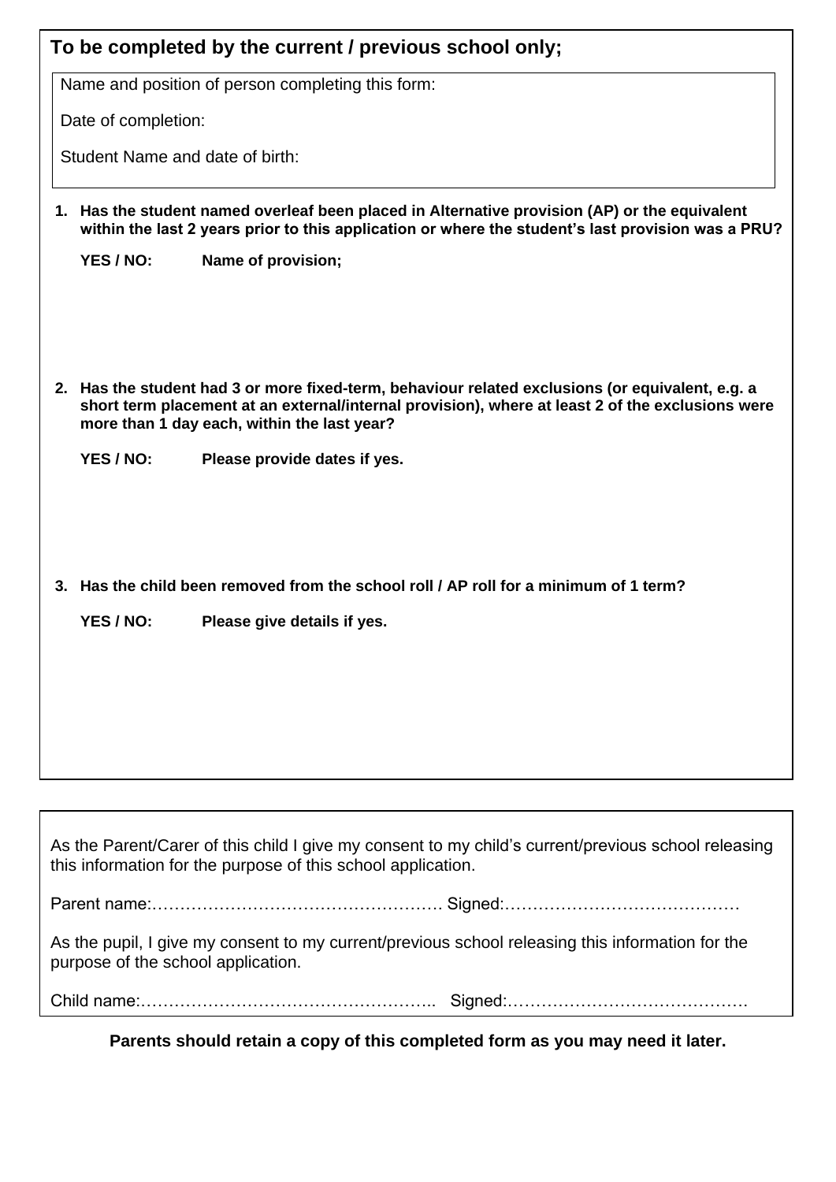## To be completed by the current / previous school only;

Name and position of person completing this form:

Date of completion:

Student Name and date of birth:

1. **Has the student named overleaf been placed in Alternative provision (AP) or the equivalent within the last 2 years prior to this application or where the student's last provision was a PRU?**

   **YES / NO: Name of provision;**

2. **Has the student had 3 or more fixed-term, behaviour related exclusions (or equivalent, e.g. a short term placement at an external/internal provision), where at least 2 of the exclusions were more than 1 day each, within the last year?**

   **YES / NO: Please provide dates if yes.**

3. **Has the child been removed from the school roll / AP roll for a minimum of 1 term?**

   **YES / NO: Please give details if yes.**

As the Parent/Carer of this child I give my consent to my child's current/previous school releasing this information for the purpose of this school application.

Parent name:……………………………………………… Signed:……………………………………

As the pupil, I give my consent to my current/previous school releasing this information for the purpose of the school application.

Child name:…………………………………………….. Signed:…………………………………….

**Parents should retain a copy of this completed form as you may need it later.**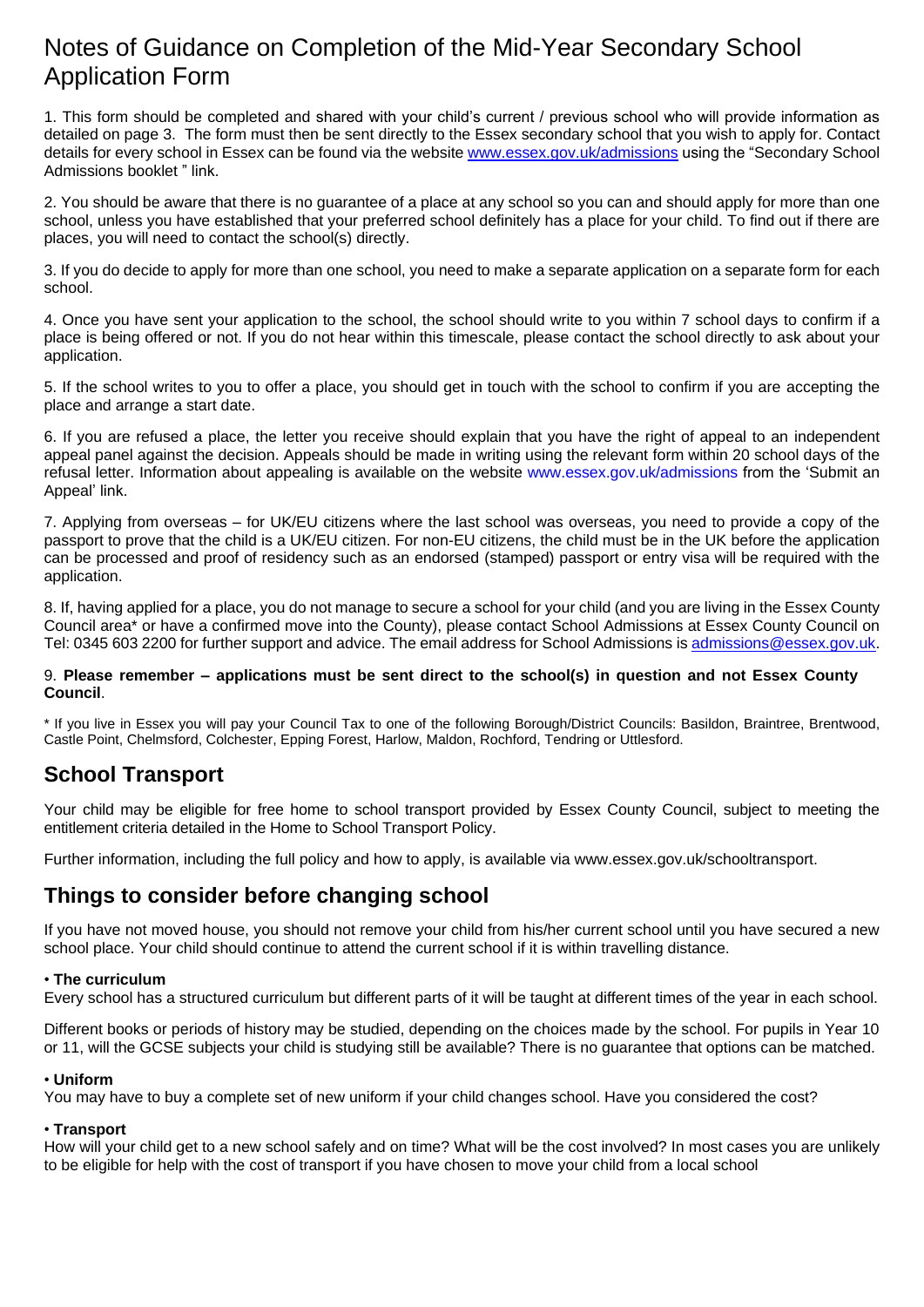# Notes of Guidance on Completion of the Mid-Year Secondary School Application Form

1. This form should be completed and shared with your child's current / previous school who will provide information as detailed on page 3. The form must then be sent directly to the Essex secondary school that you wish to apply for. Contact details for every school in Essex can be found via the website www.essex.gov.uk/admissions using the "Secondary School Admissions booklet " link.

2. You should be aware that there is no guarantee of a place at any school so you can and should apply for more than one school, unless you have established that your preferred school definitely has a place for your child. To find out if there are places, you will need to contact the school(s) directly.

3. If you do decide to apply for more than one school, you need to make a separate application on a separate form for each school.

4. Once you have sent your application to the school, the school should write to you within 7 school days to confirm if a place is being offered or not. If you do not hear within this timescale, please contact the school directly to ask about your application.

5. If the school writes to you to offer a place, you should get in touch with the school to confirm if you are accepting the place and arrange a start date.

6. If you are refused a place, the letter you receive should explain that you have the right of appeal to an independent appeal panel against the decision. Appeals should be made in writing using the relevant form within 20 school days of the refusal letter. Information about appealing is available on the website www.essex.gov.uk/admissions from the 'Submit an Appeal' link.

7. Applying from overseas – for UK/EU citizens where the last school was overseas, you need to provide a copy of the passport to prove that the child is a UK/EU citizen. For non-EU citizens, the child must be in the UK before the application can be processed and proof of residency such as an endorsed (stamped) passport or entry visa will be required with the application.

8. If, having applied for a place, you do not manage to secure a school for your child (and you are living in the Essex County Council area* or have a confirmed move into the County), please contact School Admissions at Essex County Council on Tel: 0345 603 2200 for further support and advice. The email address for School Admissions is admissions@essex.gov.uk.

9. **Please remember – applications must be sent direct to the school(s) in question and not Essex County Council**.

\* If you live in Essex you will pay your Council Tax to one of the following Borough/District Councils: Basildon, Braintree, Brentwood, Castle Point, Chelmsford, Colchester, Epping Forest, Harlow, Maldon, Rochford, Tendring or Uttlesford.

## School Transport

Your child may be eligible for free home to school transport provided by Essex County Council, subject to meeting the entitlement criteria detailed in the Home to School Transport Policy.

Further information, including the full policy and how to apply, is available via www.essex.gov.uk/schooltransport.

## Things to consider before changing school

If you have not moved house, you should not remove your child from his/her current school until you have secured a new school place. Your child should continue to attend the current school if it is within travelling distance.

• **The curriculum**
Every school has a structured curriculum but different parts of it will be taught at different times of the year in each school.

Different books or periods of history may be studied, depending on the choices made by the school. For pupils in Year 10 or 11, will the GCSE subjects your child is studying still be available? There is no guarantee that options can be matched.

• **Uniform**
You may have to buy a complete set of new uniform if your child changes school. Have you considered the cost?

• **Transport**
How will your child get to a new school safely and on time? What will be the cost involved? In most cases you are unlikely to be eligible for help with the cost of transport if you have chosen to move your child from a local school